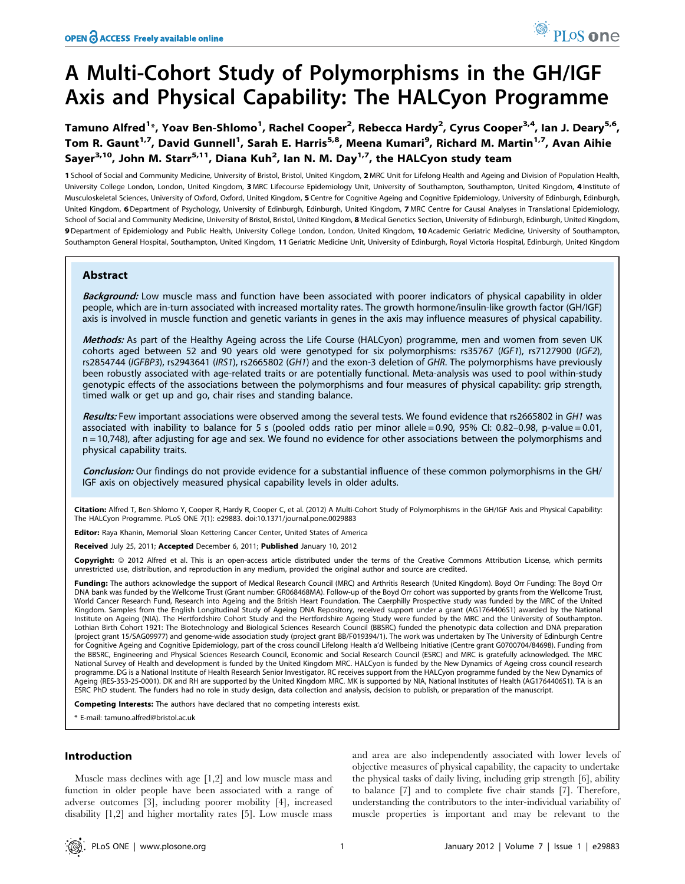# A Multi-Cohort Study of Polymorphisms in the GH/IGF Axis and Physical Capability: The HALCyon Programme

**Tamuno Alfred[1]*, Yoav Ben-Shlomo[1], Rachel Cooper[2], Rebecca Hardy[2], Cyrus Cooper[3,4], Ian J. Deary[5,6], Tom R. Gaunt[1,7], David Gunnell[1], Sarah E. Harris[5,8], Meena Kumari[9], Richard M. Martin[1,7], Avan Aihie Sayer[3,10], John M. Starr[5,11], Diana Kuh[2], Ian N. M. Day[1,7], the HALCyon study team**

1 School of Social and Community Medicine, University of Bristol, Bristol, United Kingdom, 2 MRC Unit for Lifelong Health and Ageing and Division of Population Health, University College London, London, United Kingdom, 3 MRC Lifecourse Epidemiology Unit, University of Southampton, Southampton, United Kingdom, 4 Institute of Musculoskeletal Sciences, University of Oxford, Oxford, United Kingdom, 5 Centre for Cognitive Ageing and Cognitive Epidemiology, University of Edinburgh, Edinburgh, United Kingdom, 6 Department of Psychology, University of Edinburgh, Edinburgh, United Kingdom, 7 MRC Centre for Causal Analyses in Translational Epidemiology, School of Social and Community Medicine, University of Bristol, Bristol, United Kingdom, 8 Medical Genetics Section, University of Edinburgh, Edinburgh, United Kingdom, 9 Department of Epidemiology and Public Health, University College London, London, United Kingdom, 10 Academic Geriatric Medicine, University of Southampton, Southampton General Hospital, Southampton, United Kingdom, 11 Geriatric Medicine Unit, University of Edinburgh, Royal Victoria Hospital, Edinburgh, United Kingdom

## Abstract

***Background:*** Low muscle mass and function have been associated with poorer indicators of physical capability in older people, which are in-turn associated with increased mortality rates. The growth hormone/insulin-like growth factor (GH/IGF) axis is involved in muscle function and genetic variants in genes in the axis may influence measures of physical capability.

***Methods:*** As part of the Healthy Ageing across the Life Course (HALCyon) programme, men and women from seven UK cohorts aged between 52 and 90 years old were genotyped for six polymorphisms: rs35767 (*IGF1*), rs7127900 (*IGF2*), rs2854744 (*IGFBP3*), rs2943641 (*IRS1*), rs2665802 (*GH1*) and the exon-3 deletion of *GHR*. The polymorphisms have previously been robustly associated with age-related traits or are potentially functional. Meta-analysis was used to pool within-study genotypic effects of the associations between the polymorphisms and four measures of physical capability: grip strength, timed walk or get up and go, chair rises and standing balance.

***Results:*** Few important associations were observed among the several tests. We found evidence that rs2665802 in *GH1* was associated with inability to balance for 5 s (pooled odds ratio per minor allele = 0.90, 95% CI: 0.82–0.98, p-value = 0.01, n = 10,748), after adjusting for age and sex. We found no evidence for other associations between the polymorphisms and physical capability traits.

***Conclusion:*** Our findings do not provide evidence for a substantial influence of these common polymorphisms in the GH/IGF axis on objectively measured physical capability levels in older adults.

**Citation:** Alfred T, Ben-Shlomo Y, Cooper R, Hardy R, Cooper C, et al. (2012) A Multi-Cohort Study of Polymorphisms in the GH/IGF Axis and Physical Capability: The HALCyon Programme. PLoS ONE 7(1): e29883. doi:10.1371/journal.pone.0029883

**Editor:** Raya Khanin, Memorial Sloan Kettering Cancer Center, United States of America

**Received** July 25, 2011; **Accepted** December 6, 2011; **Published** January 10, 2012

**Copyright:** © 2012 Alfred et al. This is an open-access article distributed under the terms of the Creative Commons Attribution License, which permits unrestricted use, distribution, and reproduction in any medium, provided the original author and source are credited.

**Funding:** The authors acknowledge the support of Medical Research Council (MRC) and Arthritis Research (United Kingdom). Boyd Orr Funding: The Boyd Orr DNA bank was funded by the Wellcome Trust (Grant number: GR068468MA). Follow-up of the Boyd Orr cohort was supported by grants from the Wellcome Trust, World Cancer Research Fund, Research into Ageing and the British Heart Foundation. The Caerphilly Prospective study was funded by the MRC of the United Kingdom. Samples from the English Longitudinal Study of Ageing DNA Repository, received support under a grant (AG1764406S1) awarded by the National Institute on Ageing (NIA). The Hertfordshire Cohort Study and the Hertfordshire Ageing Study were funded by the MRC and the University of Southampton. Lothian Birth Cohort 1921: The Biotechnology and Biological Sciences Research Council (BBSRC) funded the phenotypic data collection and DNA preparation (project grant 15/SAG09977) and genome-wide association study (project grant BB/F019394/1). The work was undertaken by The University of Edinburgh Centre for Cognitive Ageing and Cognitive Epidemiology, part of the cross council Lifelong Health a'd Wellbeing Initiative (Centre grant G0700704/84698). Funding from the BBSRC, Engineering and Physical Sciences Research Council, Economic and Social Research Council (ESRC) and MRC is gratefully acknowledged. The MRC National Survey of Health and development is funded by the United Kingdom MRC. HALCyon is funded by the New Dynamics of Ageing cross council research programme. DG is a National Institute of Health Research Senior Investigator. RC receives support from the HALCyon programme funded by the New Dynamics of Ageing (RES-353-25-0001). DK and RH are supported by the United Kingdom MRC. MK is supported by NIA, National Institutes of Health (AG1764406S1). TA is an ESRC PhD student. The funders had no role in study design, data collection and analysis, decision to publish, or preparation of the manuscript.

**Competing Interests:** The authors have declared that no competing interests exist.

\* E-mail: tamuno.alfred@bristol.ac.uk

## Introduction

Muscle mass declines with age [1,2] and low muscle mass and function in older people have been associated with a range of adverse outcomes [3], including poorer mobility [4], increased disability [1,2] and higher mortality rates [5]. Low muscle mass and area are also independently associated with lower levels of objective measures of physical capability, the capacity to undertake the physical tasks of daily living, including grip strength [6], ability to balance [7] and to complete five chair stands [7]. Therefore, understanding the contributors to the inter-individual variability of muscle properties is important and may be relevant to the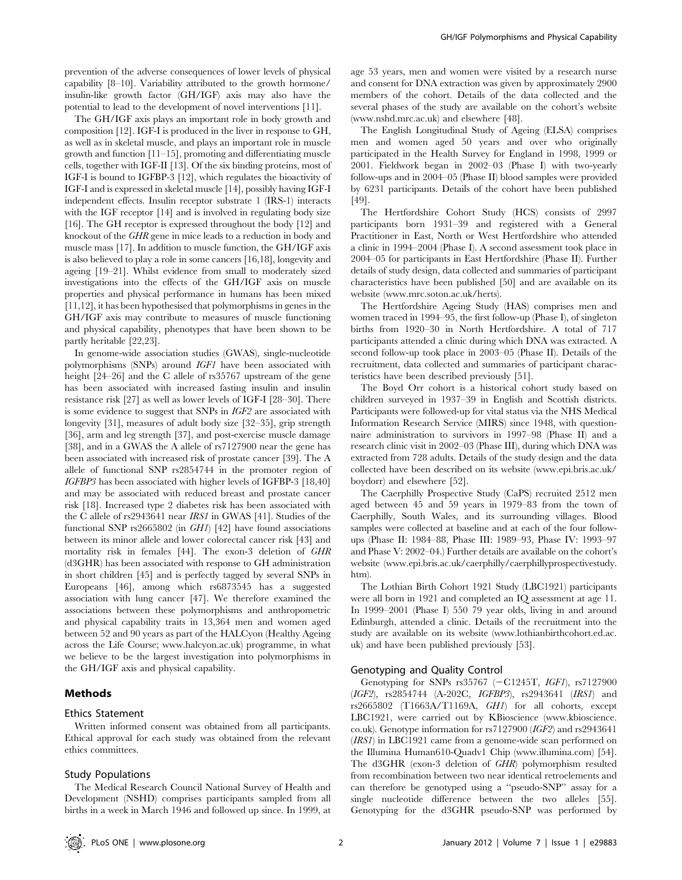prevention of the adverse consequences of lower levels of physical capability [8–10]. Variability attributed to the growth hormone/insulin-like growth factor (GH/IGF) axis may also have the potential to lead to the development of novel interventions [11].

The GH/IGF axis plays an important role in body growth and composition [12]. IGF-I is produced in the liver in response to GH, as well as in skeletal muscle, and plays an important role in muscle growth and function [11–15], promoting and differentiating muscle cells, together with IGF-II [13]. Of the six binding proteins, most of IGF-I is bound to IGFBP-3 [12], which regulates the bioactivity of IGF-I and is expressed in skeletal muscle [14], possibly having IGF-I independent effects. Insulin receptor substrate 1 (IRS-1) interacts with the IGF receptor [14] and is involved in regulating body size [16]. The GH receptor is expressed throughout the body [12] and knockout of the *GHR* gene in mice leads to a reduction in body and muscle mass [17]. In addition to muscle function, the GH/IGF axis is also believed to play a role in some cancers [16,18], longevity and ageing [19–21]. Whilst evidence from small to moderately sized investigations into the effects of the GH/IGF axis on muscle properties and physical performance in humans has been mixed [11,12], it has been hypothesised that polymorphisms in genes in the GH/IGF axis may contribute to measures of muscle functioning and physical capability, phenotypes that have been shown to be partly heritable [22,23].

In genome-wide association studies (GWAS), single-nucleotide polymorphisms (SNPs) around *IGF1* have been associated with height [24–26] and the C allele of rs35767 upstream of the gene has been associated with increased fasting insulin and insulin resistance risk [27] as well as lower levels of IGF-I [28–30]. There is some evidence to suggest that SNPs in *IGF2* are associated with longevity [31], measures of adult body size [32–35], grip strength [36], arm and leg strength [37], and post-exercise muscle damage [38], and in a GWAS the A allele of rs7127900 near the gene has been associated with increased risk of prostate cancer [39]. The A allele of functional SNP rs2854744 in the promoter region of *IGFBP3* has been associated with higher levels of IGFBP-3 [18,40] and may be associated with reduced breast and prostate cancer risk [18]. Increased type 2 diabetes risk has been associated with the C allele of rs2943641 near *IRS1* in GWAS [41]. Studies of the functional SNP rs2665802 (in *GH1*) [42] have found associations between its minor allele and lower colorectal cancer risk [43] and mortality risk in females [44]. The exon-3 deletion of *GHR* (d3GHR) has been associated with response to GH administration in short children [45] and is perfectly tagged by several SNPs in Europeans [46], among which rs6873545 has a suggested association with lung cancer [47]. We therefore examined the associations between these polymorphisms and anthropometric and physical capability traits in 13,364 men and women aged between 52 and 90 years as part of the HALCyon (Healthy Ageing across the Life Course; www.halcyon.ac.uk) programme, in what we believe to be the largest investigation into polymorphisms in the GH/IGF axis and physical capability.

## Methods

### Ethics Statement

Written informed consent was obtained from all participants. Ethical approval for each study was obtained from the relevant ethics committees.

### Study Populations

The Medical Research Council National Survey of Health and Development (NSHD) comprises participants sampled from all births in a week in March 1946 and followed up since. In 1999, at age 53 years, men and women were visited by a research nurse and consent for DNA extraction was given by approximately 2900 members of the cohort. Details of the data collected and the several phases of the study are available on the cohort's website (www.nshd.mrc.ac.uk) and elsewhere [48].

The English Longitudinal Study of Ageing (ELSA) comprises men and women aged 50 years and over who originally participated in the Health Survey for England in 1998, 1999 or 2001. Fieldwork began in 2002–03 (Phase I) with two-yearly follow-ups and in 2004–05 (Phase II) blood samples were provided by 6231 participants. Details of the cohort have been published [49].

The Hertfordshire Cohort Study (HCS) consists of 2997 participants born 1931–39 and registered with a General Practitioner in East, North or West Hertfordshire who attended a clinic in 1994–2004 (Phase I). A second assessment took place in 2004–05 for participants in East Hertfordshire (Phase II). Further details of study design, data collected and summaries of participant characteristics have been published [50] and are available on its website (www.mrc.soton.ac.uk/herts).

The Hertfordshire Ageing Study (HAS) comprises men and women traced in 1994–95, the first follow-up (Phase I), of singleton births from 1920–30 in North Hertfordshire. A total of 717 participants attended a clinic during which DNA was extracted. A second follow-up took place in 2003–05 (Phase II). Details of the recruitment, data collected and summaries of participant characteristics have been described previously [51].

The Boyd Orr cohort is a historical cohort study based on children surveyed in 1937–39 in English and Scottish districts. Participants were followed-up for vital status via the NHS Medical Information Research Service (MIRS) since 1948, with questionnaire administration to survivors in 1997–98 (Phase II) and a research clinic visit in 2002–03 (Phase III), during which DNA was extracted from 728 adults. Details of the study design and the data collected have been described on its website (www.epi.bris.ac.uk/boydorr) and elsewhere [52].

The Caerphilly Prospective Study (CaPS) recruited 2512 men aged between 45 and 59 years in 1979–83 from the town of Caerphilly, South Wales, and its surrounding villages. Blood samples were collected at baseline and at each of the four follow-ups (Phase II: 1984–88, Phase III: 1989–93, Phase IV: 1993–97 and Phase V: 2002–04.) Further details are available on the cohort's website (www.epi.bris.ac.uk/caerphilly/caerphillyprospectivestudy.htm).

The Lothian Birth Cohort 1921 Study (LBC1921) participants were all born in 1921 and completed an IQ assessment at age 11. In 1999–2001 (Phase I) 550 79 year olds, living in and around Edinburgh, attended a clinic. Details of the recruitment into the study are available on its website (www.lothianbirthcohort.ed.ac.uk) and have been published previously [53].

### Genotyping and Quality Control

Genotyping for SNPs rs35767 (−C1245T, *IGF1*), rs7127900 (*IGF2*), rs2854744 (A-202C, *IGFBP3*), rs2943641 (*IRS1*) and rs2665802 (T1663A/T1169A, *GH1*) for all cohorts, except LBC1921, were carried out by KBioscience (www.kbioscience.co.uk). Genotype information for rs7127900 (*IGF2*) and rs2943641 (*IRS1*) in LBC1921 came from a genome-wide scan performed on the Illumina Human610-Quadv1 Chip (www.illumina.com) [54]. The d3GHR (exon-3 deletion of *GHR*) polymorphism resulted from recombination between two near identical retroelements and can therefore be genotyped using a "pseudo-SNP" assay for a single nucleotide difference between the two alleles [55]. Genotyping for the d3GHR pseudo-SNP was performed by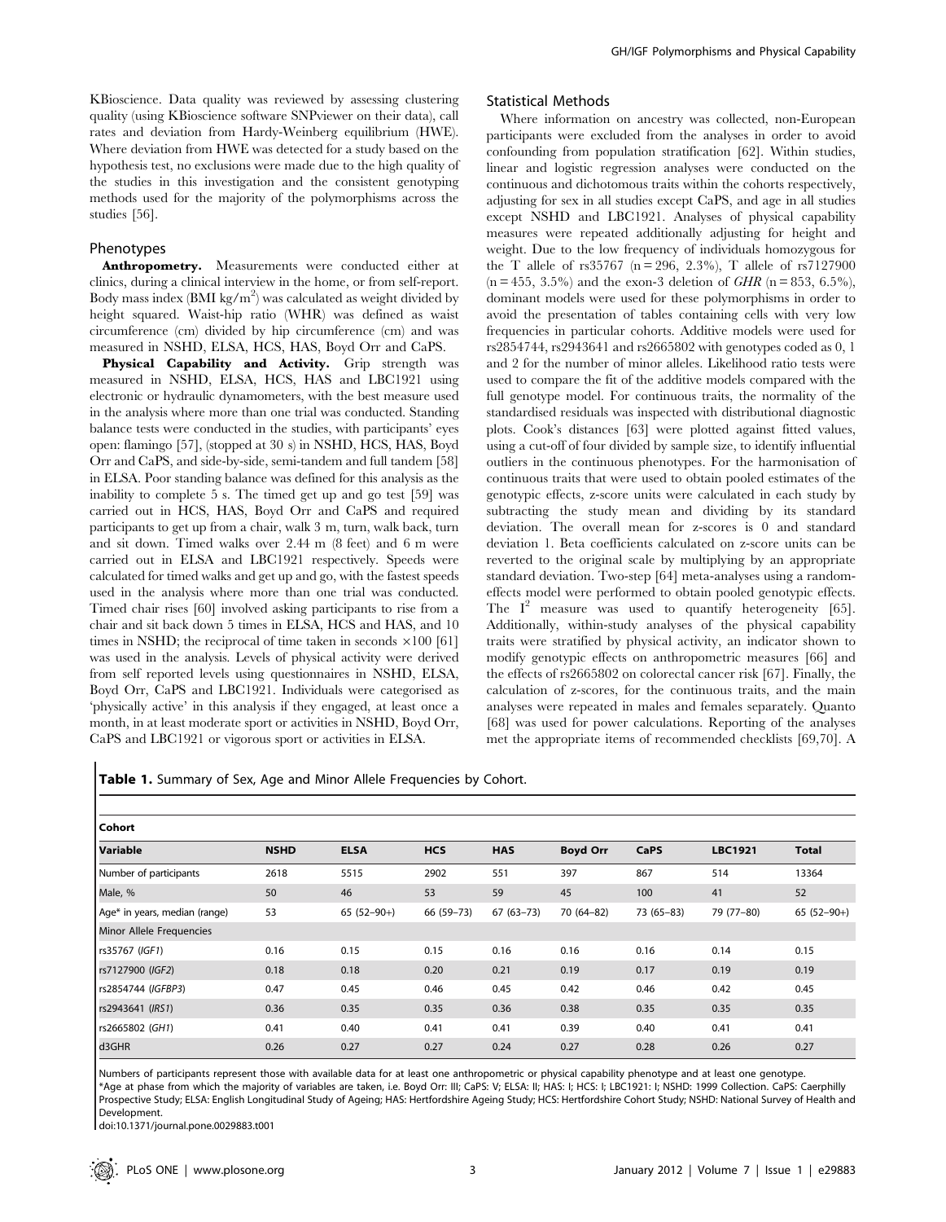KBioscience. Data quality was reviewed by assessing clustering quality (using KBioscience software SNPviewer on their data), call rates and deviation from Hardy-Weinberg equilibrium (HWE). Where deviation from HWE was detected for a study based on the hypothesis test, no exclusions were made due to the high quality of the studies in this investigation and the consistent genotyping methods used for the majority of the polymorphisms across the studies [56].

## Phenotypes

**Anthropometry.** Measurements were conducted either at clinics, during a clinical interview in the home, or from self-report. Body mass index (BMI $kg/m^2$) was calculated as weight divided by height squared. Waist-hip ratio (WHR) was defined as waist circumference (cm) divided by hip circumference (cm) and was measured in NSHD, ELSA, HCS, HAS, Boyd Orr and CaPS.

**Physical Capability and Activity.** Grip strength was measured in NSHD, ELSA, HCS, HAS and LBC1921 using electronic or hydraulic dynamometers, with the best measure used in the analysis where more than one trial was conducted. Standing balance tests were conducted in the studies, with participants' eyes open: flamingo [57], (stopped at 30 s) in NSHD, HCS, HAS, Boyd Orr and CaPS, and side-by-side, semi-tandem and full tandem [58] in ELSA. Poor standing balance was defined for this analysis as the inability to complete 5 s. The timed get up and go test [59] was carried out in HCS, HAS, Boyd Orr and CaPS and required participants to get up from a chair, walk 3 m, turn, walk back, turn and sit down. Timed walks over 2.44 m (8 feet) and 6 m were carried out in ELSA and LBC1921 respectively. Speeds were calculated for timed walks and get up and go, with the fastest speeds used in the analysis where more than one trial was conducted. Timed chair rises [60] involved asking participants to rise from a chair and sit back down 5 times in ELSA, HCS and HAS, and 10 times in NSHD; the reciprocal of time taken in seconds $\times 100$ [61] was used in the analysis. Levels of physical activity were derived from self reported levels using questionnaires in NSHD, ELSA, Boyd Orr, CaPS and LBC1921. Individuals were categorised as 'physically active' in this analysis if they engaged, at least once a month, in at least moderate sport or activities in NSHD, Boyd Orr, CaPS and LBC1921 or vigorous sport or activities in ELSA.

## Statistical Methods

Where information on ancestry was collected, non-European participants were excluded from the analyses in order to avoid confounding from population stratification [62]. Within studies, linear and logistic regression analyses were conducted on the continuous and dichotomous traits within the cohorts respectively, adjusting for sex in all studies except CaPS, and age in all studies except NSHD and LBC1921. Analyses of physical capability measures were repeated additionally adjusting for height and weight. Due to the low frequency of individuals homozygous for the T allele of rs35767 (n = 296, 2.3%), T allele of rs7127900 (n = 455, 3.5%) and the exon-3 deletion of *GHR* (n = 853, 6.5%), dominant models were used for these polymorphisms in order to avoid the presentation of tables containing cells with very low frequencies in particular cohorts. Additive models were used for rs2854744, rs2943641 and rs2665802 with genotypes coded as 0, 1 and 2 for the number of minor alleles. Likelihood ratio tests were used to compare the fit of the additive models compared with the full genotype model. For continuous traits, the normality of the standardised residuals was inspected with distributional diagnostic plots. Cook's distances [63] were plotted against fitted values, using a cut-off of four divided by sample size, to identify influential outliers in the continuous phenotypes. For the harmonisation of continuous traits that were used to obtain pooled estimates of the genotypic effects, z-score units were calculated in each study by subtracting the study mean and dividing by its standard deviation. The overall mean for z-scores is 0 and standard deviation 1. Beta coefficients calculated on z-score units can be reverted to the original scale by multiplying by an appropriate standard deviation. Two-step [64] meta-analyses using a random-effects model were performed to obtain pooled genotypic effects. The $I^2$ measure was used to quantify heterogeneity [65]. Additionally, within-study analyses of the physical capability traits were stratified by physical activity, an indicator shown to modify genotypic effects on anthropometric measures [66] and the effects of rs2665802 on colorectal cancer risk [67]. Finally, the calculation of z-scores, for the continuous traits, and the main analyses were repeated in males and females separately. Quanto [68] was used for power calculations. Reporting of the analyses met the appropriate items of recommended checklists [69,70]. A

**Table 1.** Summary of Sex, Age and Minor Allele Frequencies by Cohort.

| Cohort | | | | | | | | |
|---|---|---|---|---|---|---|---|---|
| **Variable** | **NSHD** | **ELSA** | **HCS** | **HAS** | **Boyd Orr** | **CaPS** | **LBC1921** | **Total** |
| Number of participants | 2618 | 5515 | 2902 | 551 | 397 | 867 | 514 | 13364 |
| Male, % | 50 | 46 | 53 | 59 | 45 | 100 | 41 | 52 |
| Age* in years, median (range) | 53 | 65 (52–90+) | 66 (59–73) | 67 (63–73) | 70 (64–82) | 73 (65–83) | 79 (77–80) | 65 (52–90+) |
| Minor Allele Frequencies | | | | | | | | |
| rs35767 (*IGF1*) | 0.16 | 0.15 | 0.15 | 0.16 | 0.16 | 0.16 | 0.14 | 0.15 |
| rs7127900 (*IGF2*) | 0.18 | 0.18 | 0.20 | 0.21 | 0.19 | 0.17 | 0.19 | 0.19 |
| rs2854744 (*IGFBP3*) | 0.47 | 0.45 | 0.46 | 0.45 | 0.42 | 0.46 | 0.42 | 0.45 |
| rs2943641 (*IRS1*) | 0.36 | 0.35 | 0.35 | 0.36 | 0.38 | 0.35 | 0.35 | 0.35 |
| rs2665802 (*GH1*) | 0.41 | 0.40 | 0.41 | 0.41 | 0.39 | 0.40 | 0.41 | 0.41 |
| d3GHR | 0.26 | 0.27 | 0.27 | 0.24 | 0.27 | 0.28 | 0.26 | 0.27 |

Numbers of participants represent those with available data for at least one anthropometric or physical capability phenotype and at least one genotype.
*Age at phase from which the majority of variables are taken, i.e. Boyd Orr: III; CaPS: V; ELSA: II; HAS: I; HCS: I; LBC1921: I; NSHD: 1999 Collection. CaPS: Caerphilly Prospective Study; ELSA: English Longitudinal Study of Ageing; HAS: Hertfordshire Ageing Study; HCS: Hertfordshire Cohort Study; NSHD: National Survey of Health and Development.
doi:10.1371/journal.pone.0029883.t001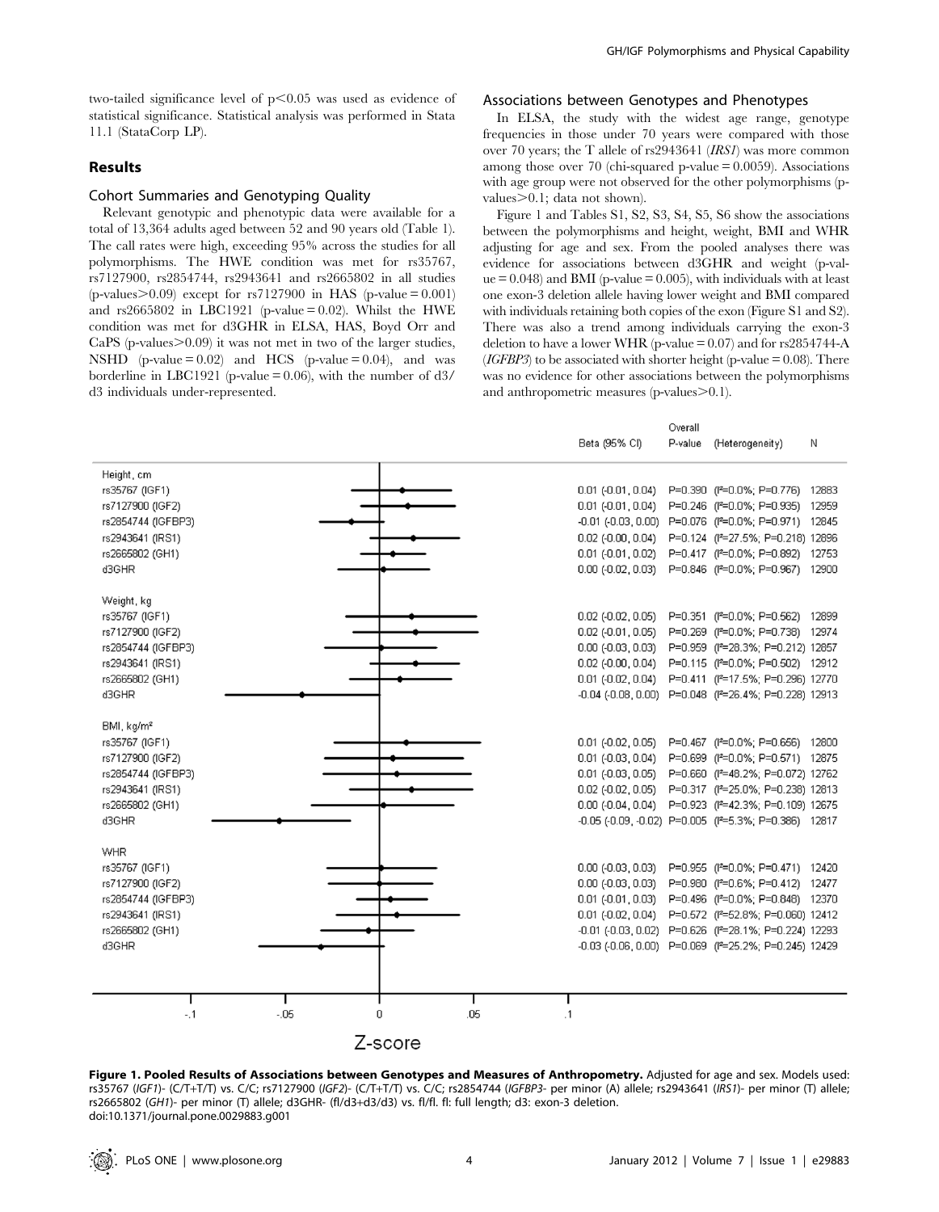two-tailed significance level of $p<0.05$ was used as evidence of statistical significance. Statistical analysis was performed in Stata 11.1 (StataCorp LP).

## Results

### Cohort Summaries and Genotyping Quality

Relevant genotypic and phenotypic data were available for a total of 13,364 adults aged between 52 and 90 years old (Table 1). The call rates were high, exceeding 95% across the studies for all polymorphisms. The HWE condition was met for rs35767, rs7127900, rs2854744, rs2943641 and rs2665802 in all studies (p-values>0.09) except for rs7127900 in HAS (p-value = 0.001) and rs2665802 in LBC1921 (p-value = 0.02). Whilst the HWE condition was met for d3GHR in ELSA, HAS, Boyd Orr and CaPS (p-values>0.09) it was not met in two of the larger studies, NSHD (p-value = 0.02) and HCS (p-value = 0.04), and was borderline in LBC1921 (p-value = 0.06), with the number of d3/d3 individuals under-represented.

### Associations between Genotypes and Phenotypes

In ELSA, the study with the widest age range, genotype frequencies in those under 70 years were compared with those over 70 years; the T allele of rs2943641 (*IRS1*) was more common among those over 70 (chi-squared p-value = 0.0059). Associations with age group were not observed for the other polymorphisms (p-values>0.1; data not shown).

Figure 1 and Tables S1, S2, S3, S4, S5, S6 show the associations between the polymorphisms and height, weight, BMI and WHR adjusting for age and sex. From the pooled analyses there was evidence for associations between d3GHR and weight (p-value = 0.048) and BMI (p-value = 0.005), with individuals with at least one exon-3 deletion allele having lower weight and BMI compared with individuals retaining both copies of the exon (Figure S1 and S2). There was also a trend among individuals carrying the exon-3 deletion to have a lower WHR (p-value = 0.07) and for rs2854744-A (*IGFBP3*) to be associated with shorter height (p-value = 0.08). There was no evidence for other associations between the polymorphisms and anthropometric measures (p-values>0.1).

| | Beta (95% CI) | Overall P-value | (Heterogeneity) | N |
|---|---|---|---|---|
| **Height, cm** | | | | |
| rs35767 (IGF1) | 0.01 (-0.01, 0.04) | P=0.390 | ($I^2$=0.0%; P=0.776) | 12883 |
| rs7127900 (IGF2) | 0.01 (-0.01, 0.04) | P=0.246 | ($I^2$=0.0%; P=0.935) | 12959 |
| rs2854744 (IGFBP3) | -0.01 (-0.03, 0.00) | P=0.076 | ($I^2$=0.0%; P=0.971) | 12845 |
| rs2943641 (IRS1) | 0.02 (-0.00, 0.04) | P=0.124 | ($I^2$=27.5%; P=0.218) | 12896 |
| rs2665802 (GH1) | 0.01 (-0.01, 0.02) | P=0.417 | ($I^2$=0.0%; P=0.892) | 12753 |
| d3GHR | 0.00 (-0.02, 0.03) | P=0.846 | ($I^2$=0.0%; P=0.967) | 12900 |
| **Weight, kg** | | | | |
| rs35767 (IGF1) | 0.02 (-0.02, 0.05) | P=0.351 | ($I^2$=0.0%; P=0.562) | 12899 |
| rs7127900 (IGF2) | 0.02 (-0.01, 0.05) | P=0.269 | ($I^2$=0.0%; P=0.738) | 12974 |
| rs2854744 (IGFBP3) | 0.00 (-0.03, 0.03) | P=0.959 | ($I^2$=28.3%; P=0.212) | 12857 |
| rs2943641 (IRS1) | 0.02 (-0.00, 0.04) | P=0.115 | ($I^2$=0.0%; P=0.502) | 12912 |
| rs2665802 (GH1) | 0.01 (-0.02, 0.04) | P=0.411 | ($I^2$=17.5%; P=0.296) | 12770 |
| d3GHR | -0.04 (-0.08, 0.00) | P=0.048 | ($I^2$=26.4%; P=0.228) | 12913 |
| **BMI, kg/m²** | | | | |
| rs35767 (IGF1) | 0.01 (-0.02, 0.05) | P=0.467 | ($I^2$=0.0%; P=0.656) | 12800 |
| rs7127900 (IGF2) | 0.01 (-0.03, 0.04) | P=0.699 | ($I^2$=0.0%; P=0.571) | 12875 |
| rs2854744 (IGFBP3) | 0.01 (-0.03, 0.05) | P=0.660 | ($I^2$=48.2%; P=0.072) | 12762 |
| rs2943641 (IRS1) | 0.02 (-0.02, 0.05) | P=0.317 | ($I^2$=25.0%; P=0.238) | 12813 |
| rs2665802 (GH1) | 0.00 (-0.04, 0.04) | P=0.923 | ($I^2$=42.3%; P=0.109) | 12675 |
| d3GHR | -0.05 (-0.09, -0.02) | P=0.005 | ($I^2$=5.3%; P=0.386) | 12817 |
| **WHR** | | | | |
| rs35767 (IGF1) | 0.00 (-0.03, 0.03) | P=0.955 | ($I^2$=0.0%; P=0.471) | 12420 |
| rs7127900 (IGF2) | 0.00 (-0.03, 0.03) | P=0.980 | ($I^2$=0.6%; P=0.412) | 12477 |
| rs2854744 (IGFBP3) | 0.01 (-0.01, 0.03) | P=0.496 | ($I^2$=0.0%; P=0.848) | 12370 |
| rs2943641 (IRS1) | 0.01 (-0.02, 0.04) | P=0.572 | ($I^2$=52.8%; P=0.060) | 12412 |
| rs2665802 (GH1) | -0.01 (-0.03, 0.02) | P=0.626 | ($I^2$=28.1%; P=0.224) | 12293 |
| d3GHR | -0.03 (-0.06, 0.00) | P=0.069 | ($I^2$=25.2%; P=0.245) | 12429 |

**Figure 1. Pooled Results of Associations between Genotypes and Measures of Anthropometry.** Adjusted for age and sex. Models used: rs35767 (*IGF1*)- (C/T+T/T) vs. C/C; rs7127900 (*IGF2*)- (C/T+T/T) vs. C/C; rs2854744 (*IGFBP3*- per minor (A) allele; rs2943641 (*IRS1*)- per minor (T) allele; rs2665802 (*GH1*)- per minor (T) allele; d3GHR- (fl/d3+d3/d3) vs. fl/fl. fl: full length; d3: exon-3 deletion.
doi:10.1371/journal.pone.0029883.g001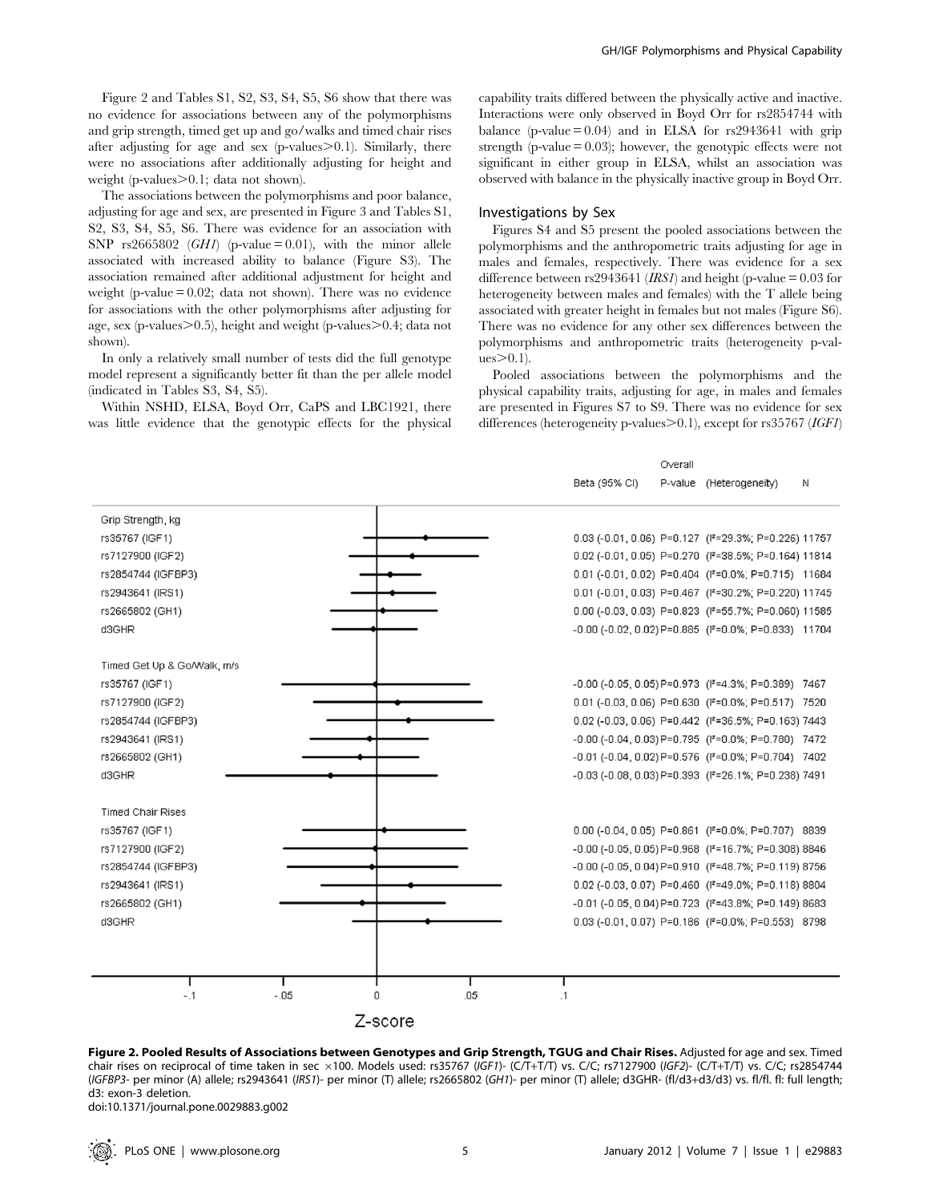Figure 2 and Tables S1, S2, S3, S4, S5, S6 show that there was no evidence for associations between any of the polymorphisms and grip strength, timed get up and go/walks and timed chair rises after adjusting for age and sex (p-values>0.1). Similarly, there were no associations after additionally adjusting for height and weight (p-values>0.1; data not shown).

The associations between the polymorphisms and poor balance, adjusting for age and sex, are presented in Figure 3 and Tables S1, S2, S3, S4, S5, S6. There was evidence for an association with SNP rs2665802 (*GH1*) (p-value = 0.01), with the minor allele associated with increased ability to balance (Figure S3). The association remained after additional adjustment for height and weight (p-value = 0.02; data not shown). There was no evidence for associations with the other polymorphisms after adjusting for age, sex (p-values>0.5), height and weight (p-values>0.4; data not shown).

In only a relatively small number of tests did the full genotype model represent a significantly better fit than the per allele model (indicated in Tables S3, S4, S5).

Within NSHD, ELSA, Boyd Orr, CaPS and LBC1921, there was little evidence that the genotypic effects for the physical capability traits differed between the physically active and inactive. Interactions were only observed in Boyd Orr for rs2854744 with balance (p-value = 0.04) and in ELSA for rs2943641 with grip strength (p-value = 0.03); however, the genotypic effects were not significant in either group in ELSA, whilst an association was observed with balance in the physically inactive group in Boyd Orr.

### Investigations by Sex

Figures S4 and S5 present the pooled associations between the polymorphisms and the anthropometric traits adjusting for age in males and females, respectively. There was evidence for a sex difference between rs2943641 (*IRS1*) and height (p-value = 0.03 for heterogeneity between males and females) with the T allele being associated with greater height in females but not males (Figure S6). There was no evidence for any other sex differences between the polymorphisms and anthropometric traits (heterogeneity p-values>0.1).

Pooled associations between the polymorphisms and the physical capability traits, adjusting for age, in males and females are presented in Figures S7 to S9. There was no evidence for sex differences (heterogeneity p-values>0.1), except for rs35767 (*IGF1*)

| | Beta (95% CI) | Overall P-value | (Heterogeneity) | N |
|---|---|---|---|---|
| **Grip Strength, kg** | | | | |
| rs35767 (IGF1) | 0.03 (-0.01, 0.06) | P=0.127 | (I²=29.3%; P=0.226) | 11757 |
| rs7127900 (IGF2) | 0.02 (-0.01, 0.05) | P=0.270 | (I²=38.5%; P=0.164) | 11814 |
| rs2854744 (IGFBP3) | 0.01 (-0.01, 0.02) | P=0.404 | (I²=0.0%; P=0.715) | 11684 |
| rs2943641 (IRS1) | 0.01 (-0.01, 0.03) | P=0.467 | (I²=30.2%; P=0.220) | 11745 |
| rs2665802 (GH1) | 0.00 (-0.03, 0.03) | P=0.823 | (I²=55.7%; P=0.060) | 11585 |
| d3GHR | -0.00 (-0.02, 0.02) | P=0.885 | (I²=0.0%; P=0.833) | 11704 |
| **Timed Get Up & Go/Walk, m/s** | | | | |
| rs35767 (IGF1) | -0.00 (-0.05, 0.05) | P=0.973 | (I²=4.3%; P=0.389) | 7467 |
| rs7127900 (IGF2) | 0.01 (-0.03, 0.06) | P=0.630 | (I²=0.0%; P=0.517) | 7520 |
| rs2854744 (IGFBP3) | 0.02 (-0.03, 0.06) | P=0.442 | (I²=36.5%; P=0.163) | 7443 |
| rs2943641 (IRS1) | -0.00 (-0.04, 0.03) | P=0.795 | (I²=0.0%; P=0.780) | 7472 |
| rs2665802 (GH1) | -0.01 (-0.04, 0.02) | P=0.576 | (I²=0.0%; P=0.704) | 7402 |
| d3GHR | -0.03 (-0.08, 0.03) | P=0.393 | (I²=26.1%; P=0.238) | 7491 |
| **Timed Chair Rises** | | | | |
| rs35767 (IGF1) | 0.00 (-0.04, 0.05) | P=0.861 | (I²=0.0%; P=0.707) | 8839 |
| rs7127900 (IGF2) | -0.00 (-0.05, 0.05) | P=0.968 | (I²=16.7%; P=0.308) | 8846 |
| rs2854744 (IGFBP3) | -0.00 (-0.05, 0.04) | P=0.910 | (I²=48.7%; P=0.119) | 8756 |
| rs2943641 (IRS1) | 0.02 (-0.03, 0.07) | P=0.460 | (I²=49.0%; P=0.118) | 8804 |
| rs2665802 (GH1) | -0.01 (-0.05, 0.04) | P=0.723 | (I²=43.8%; P=0.149) | 8683 |
| d3GHR | 0.03 (-0.01, 0.07) | P=0.186 | (I²=0.0%; P=0.553) | 8798 |

**Figure 2. Pooled Results of Associations between Genotypes and Grip Strength, TGUG and Chair Rises.** Adjusted for age and sex. Timed chair rises on reciprocal of time taken in sec ×100. Models used: rs35767 (*IGF1*)- (C/T+T/T) vs. C/C; rs7127900 (*IGF2*)- (C/T+T/T) vs. C/C; rs2854744 (*IGFBP3*- per minor (A) allele; rs2943641 (*IRS1*)- per minor (T) allele; rs2665802 (*GH1*)- per minor (T) allele; d3GHR- (fl/d3+d3/d3) vs. fl/fl. fl: full length; d3: exon-3 deletion.
doi:10.1371/journal.pone.0029883.g002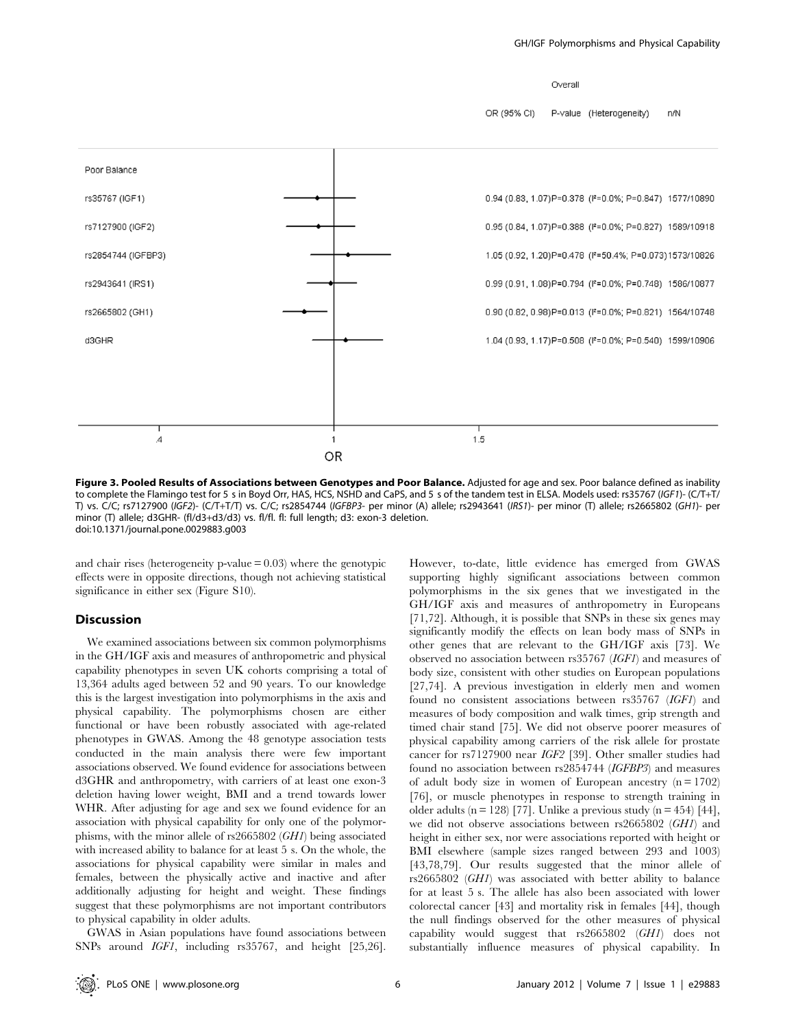| Poor Balance | Overall OR (95% CI) | P-value | (Heterogeneity) | n/N |
|---|---|---|---|---|
| rs35767 (IGF1) | 0.94 (0.83, 1.07) | P=0.378 | ($I^2$=0.0%; P=0.847) | 1577/10890 |
| rs7127900 (IGF2) | 0.95 (0.84, 1.07) | P=0.388 | ($I^2$=0.0%; P=0.827) | 1589/10918 |
| rs2854744 (IGFBP3) | 1.05 (0.92, 1.20) | P=0.478 | ($I^2$=50.4%; P=0.073) | 1573/10826 |
| rs2943641 (IRS1) | 0.99 (0.91, 1.08) | P=0.794 | ($I^2$=0.0%; P=0.748) | 1586/10877 |
| rs2665802 (GH1) | 0.90 (0.82, 0.98) | P=0.013 | ($I^2$=0.0%; P=0.821) | 1564/10748 |
| d3GHR | 1.04 (0.93, 1.17) | P=0.508 | ($I^2$=0.0%; P=0.540) | 1599/10906 |

**Figure 3. Pooled Results of Associations between Genotypes and Poor Balance.** Adjusted for age and sex. Poor balance defined as inability to complete the Flamingo test for 5 s in Boyd Orr, HAS, HCS, NSHD and CaPS, and 5 s of the tandem test in ELSA. Models used: rs35767 (*IGF1*)- (C/T+T/T) vs. C/C; rs7127900 (*IGF2*)- (C/T+T/T) vs. C/C; rs2854744 (*IGFBP3*- per minor (A) allele; rs2943641 (*IRS1*)- per minor (T) allele; rs2665802 (*GH1*)- per minor (T) allele; d3GHR- (fl/d3+d3/d3) vs. fl/fl. fl: full length; d3: exon-3 deletion.
doi:10.1371/journal.pone.0029883.g003

and chair rises (heterogeneity p-value = 0.03) where the genotypic effects were in opposite directions, though not achieving statistical significance in either sex (Figure S10).

## Discussion

We examined associations between six common polymorphisms in the GH/IGF axis and measures of anthropometric and physical capability phenotypes in seven UK cohorts comprising a total of 13,364 adults aged between 52 and 90 years. To our knowledge this is the largest investigation into polymorphisms in the axis and physical capability. The polymorphisms chosen are either functional or have been robustly associated with age-related phenotypes in GWAS. Among the 48 genotype association tests conducted in the main analysis there were few important associations observed. We found evidence for associations between d3GHR and anthropometry, with carriers of at least one exon-3 deletion having lower weight, BMI and a trend towards lower WHR. After adjusting for age and sex we found evidence for an association with physical capability for only one of the polymorphisms, with the minor allele of rs2665802 (*GH1*) being associated with increased ability to balance for at least 5 s. On the whole, the associations for physical capability were similar in males and females, between the physically active and inactive and after additionally adjusting for height and weight. These findings suggest that these polymorphisms are not important contributors to physical capability in older adults.

GWAS in Asian populations have found associations between SNPs around *IGF1*, including rs35767, and height [25,26]. However, to-date, little evidence has emerged from GWAS supporting highly significant associations between common polymorphisms in the six genes that we investigated in the GH/IGF axis and measures of anthropometry in Europeans [71,72]. Although, it is possible that SNPs in these six genes may significantly modify the effects on lean body mass of SNPs in other genes that are relevant to the GH/IGF axis [73]. We observed no association between rs35767 (*IGF1*) and measures of body size, consistent with other studies on European populations [27,74]. A previous investigation in elderly men and women found no consistent associations between rs35767 (*IGF1*) and measures of body composition and walk times, grip strength and timed chair stand [75]. We did not observe poorer measures of physical capability among carriers of the risk allele for prostate cancer for rs7127900 near *IGF2* [39]. Other smaller studies had found no association between rs2854744 (*IGFBP3*) and measures of adult body size in women of European ancestry (n = 1702) [76], or muscle phenotypes in response to strength training in older adults (n = 128) [77]. Unlike a previous study (n = 454) [44], we did not observe associations between rs2665802 (*GH1*) and height in either sex, nor were associations reported with height or BMI elsewhere (sample sizes ranged between 293 and 1003) [43,78,79]. Our results suggested that the minor allele of rs2665802 (*GH1*) was associated with better ability to balance for at least 5 s. The allele has also been associated with lower colorectal cancer [43] and mortality risk in females [44], though the null findings observed for the other measures of physical capability would suggest that rs2665802 (*GH1*) does not substantially influence measures of physical capability. In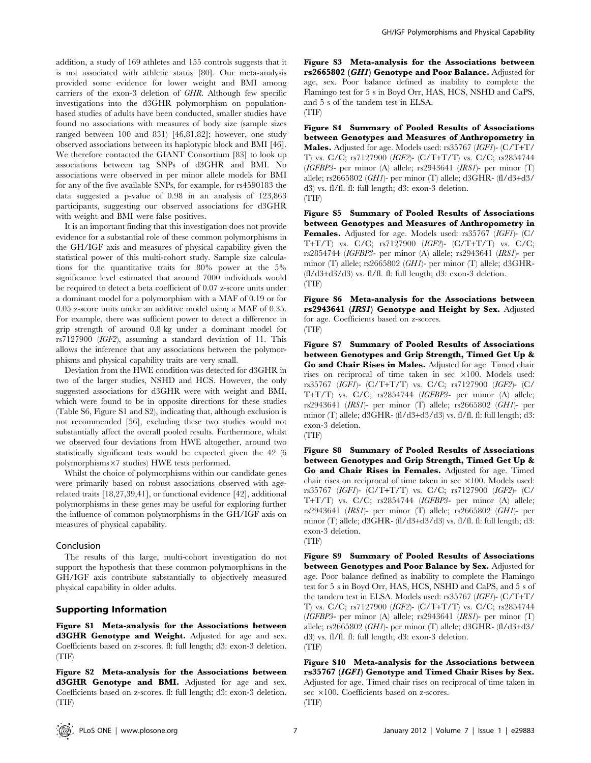addition, a study of 169 athletes and 155 controls suggests that it is not associated with athletic status [80]. Our meta-analysis provided some evidence for lower weight and BMI among carriers of the exon-3 deletion of *GHR*. Although few specific investigations into the d3GHR polymorphism on population-based studies of adults have been conducted, smaller studies have found no associations with measures of body size (sample sizes ranged between 100 and 831) [46,81,82]; however, one study observed associations between its haplotypic block and BMI [46]. We therefore contacted the GIANT Consortium [83] to look up associations between tag SNPs of d3GHR and BMI. No associations were observed in per minor allele models for BMI for any of the five available SNPs, for example, for rs4590183 the data suggested a p-value of 0.98 in an analysis of 123,863 participants, suggesting our observed associations for d3GHR with weight and BMI were false positives.

It is an important finding that this investigation does not provide evidence for a substantial role of these common polymorphisms in the GH/IGF axis and measures of physical capability given the statistical power of this multi-cohort study. Sample size calculations for the quantitative traits for 80% power at the 5% significance level estimated that around 7000 individuals would be required to detect a beta coefficient of 0.07 z-score units under a dominant model for a polymorphism with a MAF of 0.19 or for 0.05 z-score units under an additive model using a MAF of 0.35. For example, there was sufficient power to detect a difference in grip strength of around 0.8 kg under a dominant model for rs7127900 (*IGF2*), assuming a standard deviation of 11. This allows the inference that any associations between the polymorphisms and physical capability traits are very small.

Deviation from the HWE condition was detected for d3GHR in two of the larger studies, NSHD and HCS. However, the only suggested associations for d3GHR were with weight and BMI, which were found to be in opposite directions for these studies (Table S6, Figure S1 and S2), indicating that, although exclusion is not recommended [56], excluding these two studies would not substantially affect the overall pooled results. Furthermore, whilst we observed four deviations from HWE altogether, around two statistically significant tests would be expected given the 42 (6 polymorphisms$\times$7 studies) HWE tests performed.

Whilst the choice of polymorphisms within our candidate genes were primarily based on robust associations observed with age-related traits [18,27,39,41], or functional evidence [42], additional polymorphisms in these genes may be useful for exploring further the influence of common polymorphisms in the GH/IGF axis on measures of physical capability.

## Conclusion

The results of this large, multi-cohort investigation do not support the hypothesis that these common polymorphisms in the GH/IGF axis contribute substantially to objectively measured physical capability in older adults.

## Supporting Information

**Figure S1 Meta-analysis for the Associations between d3GHR Genotype and Weight.** Adjusted for age and sex. Coefficients based on z-scores. fl: full length; d3: exon-3 deletion.
(TIF)

**Figure S2 Meta-analysis for the Associations between d3GHR Genotype and BMI.** Adjusted for age and sex. Coefficients based on z-scores. fl: full length; d3: exon-3 deletion.
(TIF)

**Figure S3 Meta-analysis for the Associations between rs2665802 (*GH1*) Genotype and Poor Balance.** Adjusted for age, sex. Poor balance defined as inability to complete the Flamingo test for 5 s in Boyd Orr, HAS, HCS, NSHD and CaPS, and 5 s of the tandem test in ELSA.
(TIF)

**Figure S4 Summary of Pooled Results of Associations between Genotypes and Measures of Anthropometry in Males.** Adjusted for age. Models used: rs35767 (*IGF1*)- (C/T+T/T) vs. C/C; rs7127900 (*IGF2*)- (C/T+T/T) vs. C/C; rs2854744 (*IGFBP3*- per minor (A) allele; rs2943641 (*IRS1*)- per minor (T) allele; rs2665802 (*GH1*)- per minor (T) allele; d3GHR- (fl/d3+d3/d3) vs. fl/fl. fl: full length; d3: exon-3 deletion.
(TIF)

**Figure S5 Summary of Pooled Results of Associations between Genotypes and Measures of Anthropometry in Females.** Adjusted for age. Models used: rs35767 (*IGF1*)- (C/T+T/T) vs. C/C; rs7127900 (*IGF2*)- (C/T+T/T) vs. C/C; rs2854744 (*IGFBP3*- per minor (A) allele; rs2943641 (*IRS1*)- per minor (T) allele; rs2665802 (*GH1*)- per minor (T) allele; d3GHR- (fl/d3+d3/d3) vs. fl/fl. fl: full length; d3: exon-3 deletion.
(TIF)

**Figure S6 Meta-analysis for the Associations between rs2943641 (*IRS1*) Genotype and Height by Sex.** Adjusted for age. Coefficients based on z-scores.
(TIF)

**Figure S7 Summary of Pooled Results of Associations between Genotypes and Grip Strength, Timed Get Up & Go and Chair Rises in Males.** Adjusted for age. Timed chair rises on reciprocal of time taken in sec $\times$100. Models used: rs35767 (*IGF1*)- (C/T+T/T) vs. C/C; rs7127900 (*IGF2*)- (C/T+T/T) vs. C/C; rs2854744 (*IGFBP3*- per minor (A) allele; rs2943641 (*IRS1*)- per minor (T) allele; rs2665802 (*GH1*)- per minor (T) allele; d3GHR- (fl/d3+d3/d3) vs. fl/fl. fl: full length; d3: exon-3 deletion.
(TIF)

**Figure S8 Summary of Pooled Results of Associations between Genotypes and Grip Strength, Timed Get Up & Go and Chair Rises in Females.** Adjusted for age. Timed chair rises on reciprocal of time taken in sec $\times$100. Models used: rs35767 (*IGF1*)- (C/T+T/T) vs. C/C; rs7127900 (*IGF2*)- (C/T+T/T) vs. C/C; rs2854744 (*IGFBP3*- per minor (A) allele; rs2943641 (*IRS1*)- per minor (T) allele; rs2665802 (*GH1*)- per minor (T) allele; d3GHR- (fl/d3+d3/d3) vs. fl/fl. fl: full length; d3: exon-3 deletion.
(TIF)

**Figure S9 Summary of Pooled Results of Associations between Genotypes and Poor Balance by Sex.** Adjusted for age. Poor balance defined as inability to complete the Flamingo test for 5 s in Boyd Orr, HAS, HCS, NSHD and CaPS, and 5 s of the tandem test in ELSA. Models used: rs35767 (*IGF1*)- (C/T+T/T) vs. C/C; rs7127900 (*IGF2*)- (C/T+T/T) vs. C/C; rs2854744 (*IGFBP3*- per minor (A) allele; rs2943641 (*IRS1*)- per minor (T) allele; rs2665802 (*GH1*)- per minor (T) allele; d3GHR- (fl/d3+d3/d3) vs. fl/fl. fl: full length; d3: exon-3 deletion.
(TIF)

**Figure S10 Meta-analysis for the Associations between rs35767 (*IGF1*) Genotype and Timed Chair Rises by Sex.** Adjusted for age. Timed chair rises on reciprocal of time taken in sec $\times$100. Coefficients based on z-scores.
(TIF)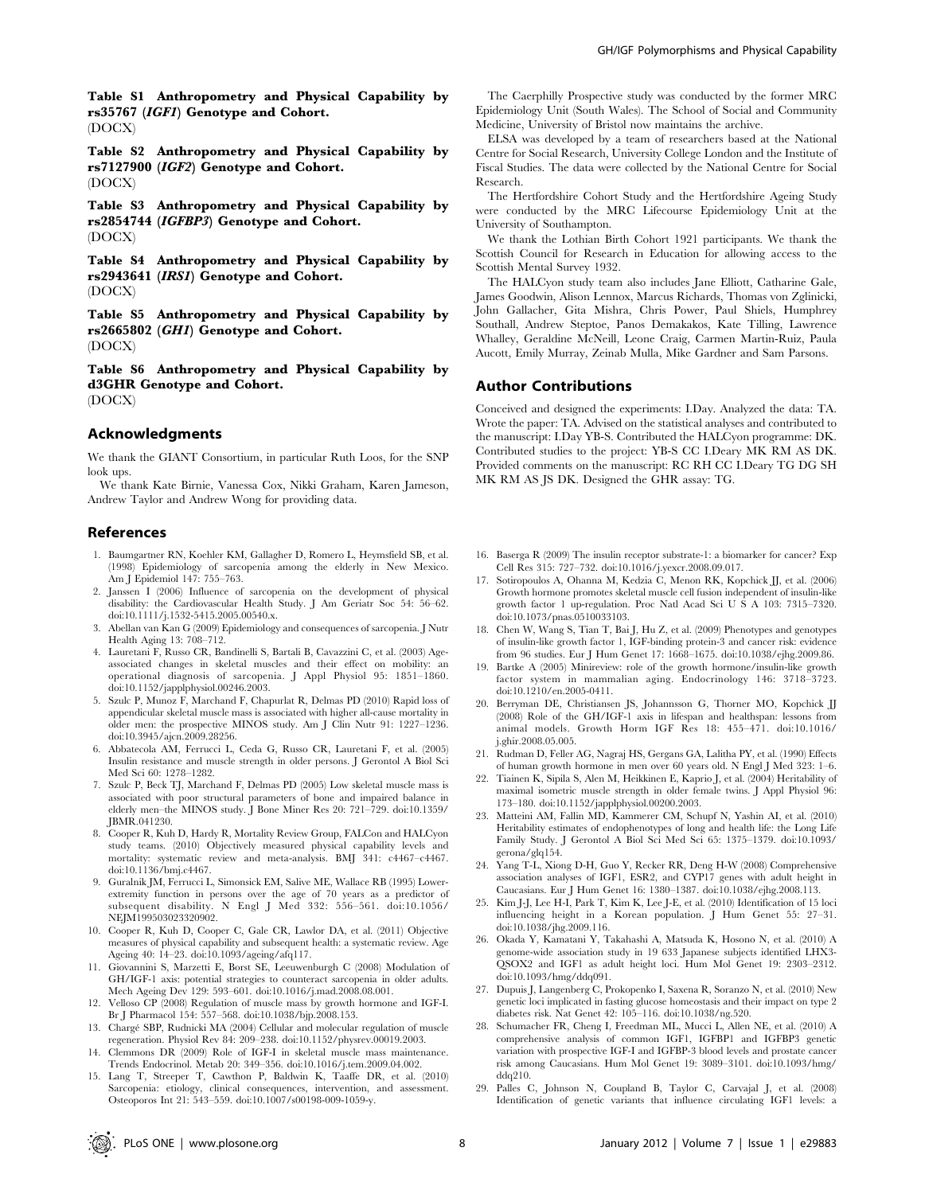**Table S1 Anthropometry and Physical Capability by rs35767 (*IGF1*) Genotype and Cohort.**
(DOCX)

**Table S2 Anthropometry and Physical Capability by rs7127900 (*IGF2*) Genotype and Cohort.**
(DOCX)

**Table S3 Anthropometry and Physical Capability by rs2854744 (*IGFBP3*) Genotype and Cohort.**
(DOCX)

**Table S4 Anthropometry and Physical Capability by rs2943641 (*IRS1*) Genotype and Cohort.**
(DOCX)

**Table S5 Anthropometry and Physical Capability by rs2665802 (*GH1*) Genotype and Cohort.**
(DOCX)

**Table S6 Anthropometry and Physical Capability by d3GHR Genotype and Cohort.**
(DOCX)

## Acknowledgments

We thank the GIANT Consortium, in particular Ruth Loos, for the SNP look ups.

We thank Kate Birnie, Vanessa Cox, Nikki Graham, Karen Jameson, Andrew Taylor and Andrew Wong for providing data.

The Caerphilly Prospective study was conducted by the former MRC Epidemiology Unit (South Wales). The School of Social and Community Medicine, University of Bristol now maintains the archive.

ELSA was developed by a team of researchers based at the National Centre for Social Research, University College London and the Institute of Fiscal Studies. The data were collected by the National Centre for Social Research.

The Hertfordshire Cohort Study and the Hertfordshire Ageing Study were conducted by the MRC Lifecourse Epidemiology Unit at the University of Southampton.

We thank the Lothian Birth Cohort 1921 participants. We thank the Scottish Council for Research in Education for allowing access to the Scottish Mental Survey 1932.

The HALCyon study team also includes Jane Elliott, Catharine Gale, James Goodwin, Alison Lennox, Marcus Richards, Thomas von Zglinicki, John Gallacher, Gita Mishra, Chris Power, Paul Shiels, Humphrey Southall, Andrew Steptoe, Panos Demakakos, Kate Tilling, Lawrence Whalley, Geraldine McNeill, Leone Craig, Carmen Martin-Ruiz, Paula Aucott, Emily Murray, Zeinab Mulla, Mike Gardner and Sam Parsons.

## Author Contributions

Conceived and designed the experiments: I.Day. Analyzed the data: TA. Wrote the paper: TA. Advised on the statistical analyses and contributed to the manuscript: I.Day YB-S. Contributed the HALCyon programme: DK. Contributed studies to the project: YB-S CC I.Deary MK RM AS DK. Provided comments on the manuscript: RC RH CC I.Deary TG DG SH MK RM AS JS DK. Designed the GHR assay: TG.

## References

1. Baumgartner RN, Koehler KM, Gallagher D, Romero L, Heymsfield SB, et al. (1998) Epidemiology of sarcopenia among the elderly in New Mexico. Am J Epidemiol 147: 755–763.
2. Janssen I (2006) Influence of sarcopenia on the development of physical disability: the Cardiovascular Health Study. J Am Geriatr Soc 54: 56–62. doi:10.1111/j.1532-5415.2005.00540.x.
3. Abellan van Kan G (2009) Epidemiology and consequences of sarcopenia. J Nutr Health Aging 13: 708–712.
4. Lauretani F, Russo CR, Bandinelli S, Bartali B, Cavazzini C, et al. (2003) Age-associated changes in skeletal muscles and their effect on mobility: an operational diagnosis of sarcopenia. J Appl Physiol 95: 1851–1860. doi:10.1152/japplphysiol.00246.2003.
5. Szulc P, Munoz F, Marchand F, Chapurlat R, Delmas PD (2010) Rapid loss of appendicular skeletal muscle mass is associated with higher all-cause mortality in older men: the prospective MINOS study. Am J Clin Nutr 91: 1227–1236. doi:10.3945/ajcn.2009.28256.
6. Abbatecola AM, Ferrucci L, Ceda G, Russo CR, Lauretani F, et al. (2005) Insulin resistance and muscle strength in older persons. J Gerontol A Biol Sci Med Sci 60: 1278–1282.
7. Szulc P, Beck TJ, Marchand F, Delmas PD (2005) Low skeletal muscle mass is associated with poor structural parameters of bone and impaired balance in elderly men–the MINOS study. J Bone Miner Res 20: 721–729. doi:10.1359/JBMR.041230.
8. Cooper R, Kuh D, Hardy R, Mortality Review Group, FALCon and HALCyon study teams. (2010) Objectively measured physical capability levels and mortality: systematic review and meta-analysis. BMJ 341: c4467–c4467. doi:10.1136/bmj.c4467.
9. Guralnik JM, Ferrucci L, Simonsick EM, Salive ME, Wallace RB (1995) Lower-extremity function in persons over the age of 70 years as a predictor of subsequent disability. N Engl J Med 332: 556–561. doi:10.1056/NEJM199503023320902.
10. Cooper R, Kuh D, Cooper C, Gale CR, Lawlor DA, et al. (2011) Objective measures of physical capability and subsequent health: a systematic review. Age Ageing 40: 14–23. doi:10.1093/ageing/afq117.
11. Giovannini S, Marzetti E, Borst SE, Leeuwenburgh C (2008) Modulation of GH/IGF-1 axis: potential strategies to counteract sarcopenia in older adults. Mech Ageing Dev 129: 593–601. doi:10.1016/j.mad.2008.08.001.
12. Velloso CP (2008) Regulation of muscle mass by growth hormone and IGF-I. Br J Pharmacol 154: 557–568. doi:10.1038/bjp.2008.153.
13. Chargé SBP, Rudnicki MA (2004) Cellular and molecular regulation of muscle regeneration. Physiol Rev 84: 209–238. doi:10.1152/physrev.00019.2003.
14. Clemmons DR (2009) Role of IGF-I in skeletal muscle mass maintenance. Trends Endocrinol. Metab 20: 349–356. doi:10.1016/j.tem.2009.04.002.
15. Lang T, Streeper T, Cawthon P, Baldwin K, Taaffe DR, et al. (2010) Sarcopenia: etiology, clinical consequences, intervention, and assessment. Osteoporos Int 21: 543–559. doi:10.1007/s00198-009-1059-y.
16. Baserga R (2009) The insulin receptor substrate-1: a biomarker for cancer? Exp Cell Res 315: 727–732. doi:10.1016/j.yexcr.2008.09.017.
17. Sotiropoulos A, Ohanna M, Kedzia C, Menon RK, Kopchick JJ, et al. (2006) Growth hormone promotes skeletal muscle cell fusion independent of insulin-like growth factor 1 up-regulation. Proc Natl Acad Sci U S A 103: 7315–7320. doi:10.1073/pnas.0510033103.
18. Chen W, Wang S, Tian T, Bai J, Hu Z, et al. (2009) Phenotypes and genotypes of insulin-like growth factor 1, IGF-binding protein-3 and cancer risk: evidence from 96 studies. Eur J Hum Genet 17: 1668–1675. doi:10.1038/ejhg.2009.86.
19. Bartke A (2005) Minireview: role of the growth hormone/insulin-like growth factor system in mammalian aging. Endocrinology 146: 3718–3723. doi:10.1210/en.2005-0411.
20. Berryman DE, Christiansen JS, Johannsson G, Thorner MO, Kopchick JJ (2008) Role of the GH/IGF-1 axis in lifespan and healthspan: lessons from animal models. Growth Horm IGF Res 18: 455–471. doi:10.1016/j.ghir.2008.05.005.
21. Rudman D, Feller AG, Nagraj HS, Gergans GA, Lalitha PY, et al. (1990) Effects of human growth hormone in men over 60 years old. N Engl J Med 323: 1–6.
22. Tiainen K, Sipila S, Alen M, Heikkinen E, Kaprio J, et al. (2004) Heritability of maximal isometric muscle strength in older female twins. J Appl Physiol 96: 173–180. doi:10.1152/japplphysiol.00200.2003.
23. Matteini AM, Fallin MD, Kammerer CM, Schupf N, Yashin AI, et al. (2010) Heritability estimates of endophenotypes of long and health life: the Long Life Family Study. J Gerontol A Biol Sci Med Sci 65: 1375–1379. doi:10.1093/gerona/glq154.
24. Yang T-L, Xiong D-H, Guo Y, Recker RR, Deng H-W (2008) Comprehensive association analyses of IGF1, ESR2, and CYP17 genes with adult height in Caucasians. Eur J Hum Genet 16: 1380–1387. doi:10.1038/ejhg.2008.113.
25. Kim J-J, Lee H-I, Park T, Kim K, Lee J-E, et al. (2010) Identification of 15 loci influencing height in a Korean population. J Hum Genet 55: 27–31. doi:10.1038/jhg.2009.116.
26. Okada Y, Kamatani Y, Takahashi A, Matsuda K, Hosono N, et al. (2010) A genome-wide association study in 19 633 Japanese subjects identified LHX3-QSOX2 and IGF1 as adult height loci. Hum Mol Genet 19: 2303–2312. doi:10.1093/hmg/ddq091.
27. Dupuis J, Langenberg C, Prokopenko I, Saxena R, Soranzo N, et al. (2010) New genetic loci implicated in fasting glucose homeostasis and their impact on type 2 diabetes risk. Nat Genet 42: 105–116. doi:10.1038/ng.520.
28. Schumacher FR, Cheng I, Freedman ML, Mucci L, Allen NE, et al. (2010) A comprehensive analysis of common IGF1, IGFBP1 and IGFBP3 genetic variation with prospective IGF-I and IGFBP-3 blood levels and prostate cancer risk among Caucasians. Hum Mol Genet 19: 3089–3101. doi:10.1093/hmg/ddq210.
29. Palles C, Johnson N, Coupland B, Taylor C, Carvajal J, et al. (2008) Identification of genetic variants that influence circulating IGF1 levels: a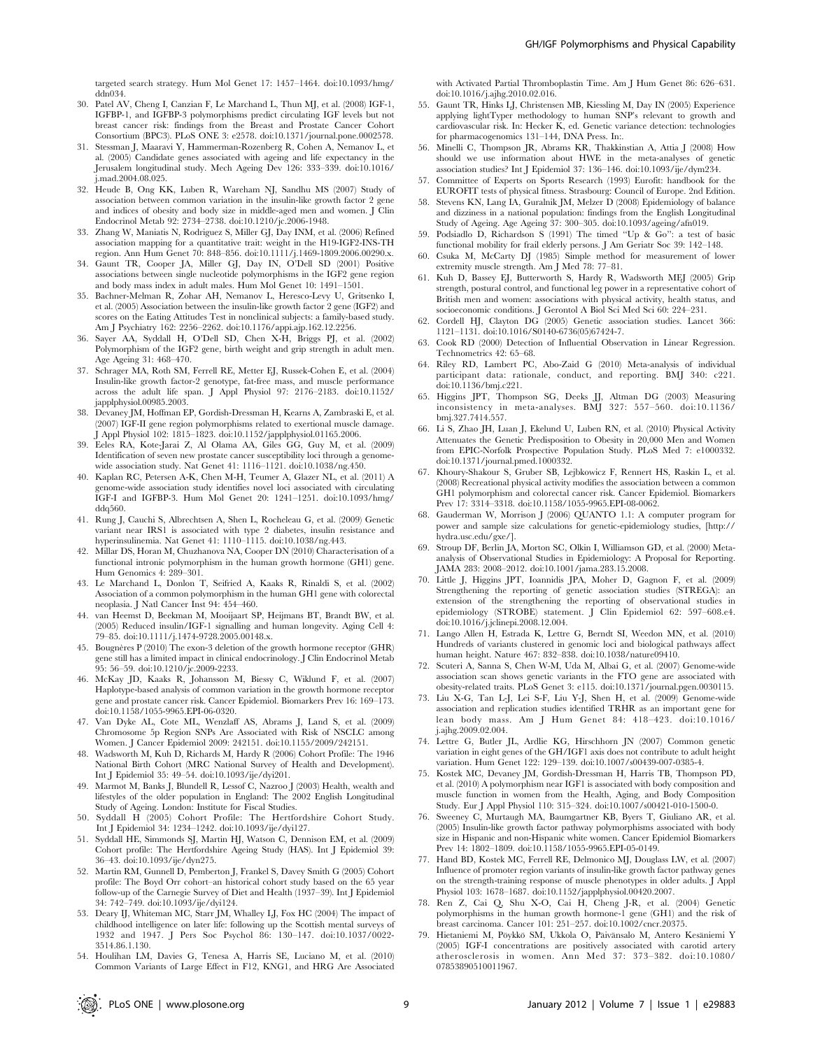targeted search strategy. Hum Mol Genet 17: 1457–1464. doi:10.1093/hmg/ddn034.

30. Patel AV, Cheng I, Canzian F, Le Marchand L, Thun MJ, et al. (2008) IGF-1, IGFBP-1, and IGFBP-3 polymorphisms predict circulating IGF levels but not breast cancer risk: findings from the Breast and Prostate Cancer Cohort Consortium (BPC3). PLoS ONE 3: e2578. doi:10.1371/journal.pone.0002578.
31. Stessman J, Maaravi Y, Hammerman-Rozenberg R, Cohen A, Nemanov L, et al. (2005) Candidate genes associated with ageing and life expectancy in the Jerusalem longitudinal study. Mech Ageing Dev 126: 333–339. doi:10.1016/j.mad.2004.08.025.
32. Heude B, Ong KK, Luben R, Wareham NJ, Sandhu MS (2007) Study of association between common variation in the insulin-like growth factor 2 gene and indices of obesity and body size in middle-aged men and women. J Clin Endocrinol Metab 92: 2734–2738. doi:10.1210/jc.2006-1948.
33. Zhang W, Maniatis N, Rodriguez S, Miller GJ, Day INM, et al. (2006) Refined association mapping for a quantitative trait: weight in the H19-IGF2-INS-TH region. Ann Hum Genet 70: 848–856. doi:10.1111/j.1469-1809.2006.00290.x.
34. Gaunt TR, Cooper JA, Miller GJ, Day IN, O'Dell SD (2001) Positive associations between single nucleotide polymorphisms in the IGF2 gene region and body mass index in adult males. Hum Mol Genet 10: 1491–1501.
35. Bachner-Melman R, Zohar AH, Nemanov L, Heresco-Levy U, Gritsenko I, et al. (2005) Association between the insulin-like growth factor 2 gene (IGF2) and scores on the Eating Attitudes Test in nonclinical subjects: a family-based study. Am J Psychiatry 162: 2256–2262. doi:10.1176/appi.ajp.162.12.2256.
36. Sayer AA, Syddall H, O'Dell SD, Chen X-H, Briggs PJ, et al. (2002) Polymorphism of the IGF2 gene, birth weight and grip strength in adult men. Age Ageing 31: 468–470.
37. Schrager MA, Roth SM, Ferrell RE, Metter EJ, Russek-Cohen E, et al. (2004) Insulin-like growth factor-2 genotype, fat-free mass, and muscle performance across the adult life span. J Appl Physiol 97: 2176–2183. doi:10.1152/japplphysiol.00985.2003.
38. Devaney JM, Hoffman EP, Gordish-Dressman H, Kearns A, Zambraski E, et al. (2007) IGF-II gene region polymorphisms related to exertional muscle damage. J Appl Physiol 102: 1815–1823. doi:10.1152/japplphysiol.01165.2006.
39. Eeles RA, Kote-Jarai Z, Al Olama AA, Giles GG, Guy M, et al. (2009) Identification of seven new prostate cancer susceptibility loci through a genome-wide association study. Nat Genet 41: 1116–1121. doi:10.1038/ng.450.
40. Kaplan RC, Petersen A-K, Chen M-H, Teumer A, Glazer NL, et al. (2011) A genome-wide association study identifies novel loci associated with circulating IGF-I and IGFBP-3. Hum Mol Genet 20: 1241–1251. doi:10.1093/hmg/ddq560.
41. Rung J, Cauchi S, Albrechtsen A, Shen L, Rocheleau G, et al. (2009) Genetic variant near IRS1 is associated with type 2 diabetes, insulin resistance and hyperinsulinemia. Nat Genet 41: 1110–1115. doi:10.1038/ng.443.
42. Millar DS, Horan M, Chuzhanova NA, Cooper DN (2010) Characterisation of a functional intronic polymorphism in the human growth hormone (GH1) gene. Hum Genomics 4: 289–301.
43. Le Marchand L, Donlon T, Seifried A, Kaaks R, Rinaldi S, et al. (2002) Association of a common polymorphism in the human GH1 gene with colorectal neoplasia. J Natl Cancer Inst 94: 454–460.
44. van Heemst D, Beekman M, Mooijaart SP, Heijmans BT, Brandt BW, et al. (2005) Reduced insulin/IGF-1 signalling and human longevity. Aging Cell 4: 79–85. doi:10.1111/j.1474-9728.2005.00148.x.
45. Bougnères P (2010) The exon-3 deletion of the growth hormone receptor (GHR) gene still has a limited impact in clinical endocrinology. J Clin Endocrinol Metab 95: 56–59. doi:10.1210/jc.2009-2233.
46. McKay JD, Kaaks R, Johansson M, Biessy C, Wiklund F, et al. (2007) Haplotype-based analysis of common variation in the growth hormone receptor gene and prostate cancer risk. Cancer Epidemiol. Biomarkers Prev 16: 169–173. doi:10.1158/1055-9965.EPI-06-0320.
47. Van Dyke AL, Cote ML, Wenzlaff AS, Abrams J, Land S, et al. (2009) Chromosome 5p Region SNPs Are Associated with Risk of NSCLC among Women. J Cancer Epidemiol 2009: 242151. doi:10.1155/2009/242151.
48. Wadsworth M, Kuh D, Richards M, Hardy R (2006) Cohort Profile: The 1946 National Birth Cohort (MRC National Survey of Health and Development). Int J Epidemiol 35: 49–54. doi:10.1093/ije/dyi201.
49. Marmot M, Banks J, Blundell R, Lessof C, Nazroo J (2003) Health, wealth and lifestyles of the older population in England: The 2002 English Longitudinal Study of Ageing. London: Institute for Fiscal Studies.
50. Syddall H (2005) Cohort Profile: The Hertfordshire Cohort Study. Int J Epidemiol 34: 1234–1242. doi:10.1093/ije/dyi127.
51. Syddall HE, Simmonds SJ, Martin HJ, Watson C, Dennison EM, et al. (2009) Cohort profile: The Hertfordshire Ageing Study (HAS). Int J Epidemiol 39: 36–43. doi:10.1093/ije/dyn275.
52. Martin RM, Gunnell D, Pemberton J, Frankel S, Davey Smith G (2005) Cohort profile: The Boyd Orr cohort–an historical cohort study based on the 65 year follow-up of the Carnegie Survey of Diet and Health (1937–39). Int J Epidemiol 34: 742–749. doi:10.1093/ije/dyi124.
53. Deary IJ, Whiteman MC, Starr JM, Whalley LJ, Fox HC (2004) The impact of childhood intelligence on later life: following up the Scottish mental surveys of 1932 and 1947. J Pers Soc Psychol 86: 130–147. doi:10.1037/0022-3514.86.1.130.
54. Houlihan LM, Davies G, Tenesa A, Harris SE, Luciano M, et al. (2010) Common Variants of Large Effect in F12, KNG1, and HRG Are Associated with Activated Partial Thromboplastin Time. Am J Hum Genet 86: 626–631. doi:10.1016/j.ajhg.2010.02.016.
55. Gaunt TR, Hinks LJ, Christensen MB, Kiessling M, Day IN (2005) Experience applying lightTyper methodology to human SNP's relevant to growth and cardiovascular risk. In: Hecker K, ed. Genetic variance detection: technologies for pharmacogenomics 131–144, DNA Press. In:.
56. Minelli C, Thompson JR, Abrams KR, Thakkinstian A, Attia J (2008) How should we use information about HWE in the meta-analyses of genetic association studies? Int J Epidemiol 37: 136–146. doi:10.1093/ije/dym234.
57. Committee of Experts on Sports Research (1993) Eurofit: handbook for the EUROFIT tests of physical fitness. Strasbourg: Council of Europe. 2nd Edition.
58. Stevens KN, Lang IA, Guralnik JM, Melzer D (2008) Epidemiology of balance and dizziness in a national population: findings from the English Longitudinal Study of Ageing. Age Ageing 37: 300–305. doi:10.1093/ageing/afn019.
59. Podsiadlo D, Richardson S (1991) The timed "Up & Go": a test of basic functional mobility for frail elderly persons. J Am Geriatr Soc 39: 142–148.
60. Csuka M, McCarty DJ (1985) Simple method for measurement of lower extremity muscle strength. Am J Med 78: 77–81.
61. Kuh D, Bassey EJ, Butterworth S, Hardy R, Wadsworth MEJ (2005) Grip strength, postural control, and functional leg power in a representative cohort of British men and women: associations with physical activity, health status, and socioeconomic conditions. J Gerontol A Biol Sci Med Sci 60: 224–231.
62. Cordell HJ, Clayton DG (2005) Genetic association studies. Lancet 366: 1121–1131. doi:10.1016/S0140-6736(05)67424-7.
63. Cook RD (2000) Detection of Influential Observation in Linear Regression. Technometrics 42: 65–68.
64. Riley RD, Lambert PC, Abo-Zaid G (2010) Meta-analysis of individual participant data: rationale, conduct, and reporting. BMJ 340: c221. doi:10.1136/bmj.c221.
65. Higgins JPT, Thompson SG, Deeks JJ, Altman DG (2003) Measuring inconsistency in meta-analyses. BMJ 327: 557–560. doi:10.1136/bmj.327.7414.557.
66. Li S, Zhao JH, Luan J, Ekelund U, Luben RN, et al. (2010) Physical Activity Attenuates the Genetic Predisposition to Obesity in 20,000 Men and Women from EPIC-Norfolk Prospective Population Study. PLoS Med 7: e1000332. doi:10.1371/journal.pmed.1000332.
67. Khoury-Shakour S, Gruber SB, Lejbkowicz F, Rennert HS, Raskin L, et al. (2008) Recreational physical activity modifies the association between a common GH1 polymorphism and colorectal cancer risk. Cancer Epidemiol. Biomarkers Prev 17: 3314–3318. doi:10.1158/1055-9965.EPI-08-0062.
68. Gauderman W, Morrison J (2006) QUANTO 1.1: A computer program for power and sample size calculations for genetic-epidemiology studies, [http://hydra.usc.edu/gxe/].
69. Stroup DF, Berlin JA, Morton SC, Olkin I, Williamson GD, et al. (2000) Meta-analysis of Observational Studies in Epidemiology: A Proposal for Reporting. JAMA 283: 2008–2012. doi:10.1001/jama.283.15.2008.
70. Little J, Higgins JPT, Ioannidis JPA, Moher D, Gagnon F, et al. (2009) Strengthening the reporting of genetic association studies (STREGA): an extension of the strengthening the reporting of observational studies in epidemiology (STROBE) statement. J Clin Epidemiol 62: 597–608.e4. doi:10.1016/j.jclinepi.2008.12.004.
71. Lango Allen H, Estrada K, Lettre G, Berndt SI, Weedon MN, et al. (2010) Hundreds of variants clustered in genomic loci and biological pathways affect human height. Nature 467: 832–838. doi:10.1038/nature09410.
72. Scuteri A, Sanna S, Chen W-M, Uda M, Albai G, et al. (2007) Genome-wide association scan shows genetic variants in the FTO gene are associated with obesity-related traits. PLoS Genet 3: e115. doi:10.1371/journal.pgen.0030115.
73. Liu X-G, Tan L-J, Lei S-F, Liu Y-J, Shen H, et al. (2009) Genome-wide association and replication studies identified TRHR as an important gene for lean body mass. Am J Hum Genet 84: 418–423. doi:10.1016/j.ajhg.2009.02.004.
74. Lettre G, Butler JL, Ardlie KG, Hirschhorn JN (2007) Common genetic variation in eight genes of the GH/IGF1 axis does not contribute to adult height variation. Hum Genet 122: 129–139. doi:10.1007/s00439-007-0385-4.
75. Kostek MC, Devaney JM, Gordish-Dressman H, Harris TB, Thompson PD, et al. (2010) A polymorphism near IGF1 is associated with body composition and muscle function in women from the Health, Aging, and Body Composition Study. Eur J Appl Physiol 110: 315–324. doi:10.1007/s00421-010-1500-0.
76. Sweeney C, Murtaugh MA, Baumgartner KB, Byers T, Giuliano AR, et al. (2005) Insulin-like growth factor pathway polymorphisms associated with body size in Hispanic and non-Hispanic white women. Cancer Epidemiol Biomarkers Prev 14: 1802–1809. doi:10.1158/1055-9965.EPI-05-0149.
77. Hand BD, Kostek MC, Ferrell RE, Delmonico MJ, Douglass LW, et al. (2007) Influence of promoter region variants of insulin-like growth factor pathway genes on the strength-training response of muscle phenotypes in older adults. J Appl Physiol 103: 1678–1687. doi:10.1152/japplphysiol.00420.2007.
78. Ren Z, Cai Q, Shu X-O, Cai H, Cheng J-R, et al. (2004) Genetic polymorphisms in the human growth hormone-1 gene (GH1) and the risk of breast carcinoma. Cancer 101: 251–257. doi:10.1002/cncr.20375.
79. Hietaniemi M, Pöykkö SM, Ukkola O, Päivänsalo M, Antero Kesäniemi Y (2005) IGF-I concentrations are positively associated with carotid artery atherosclerosis in women. Ann Med 37: 373–382. doi:10.1080/07853890510011967.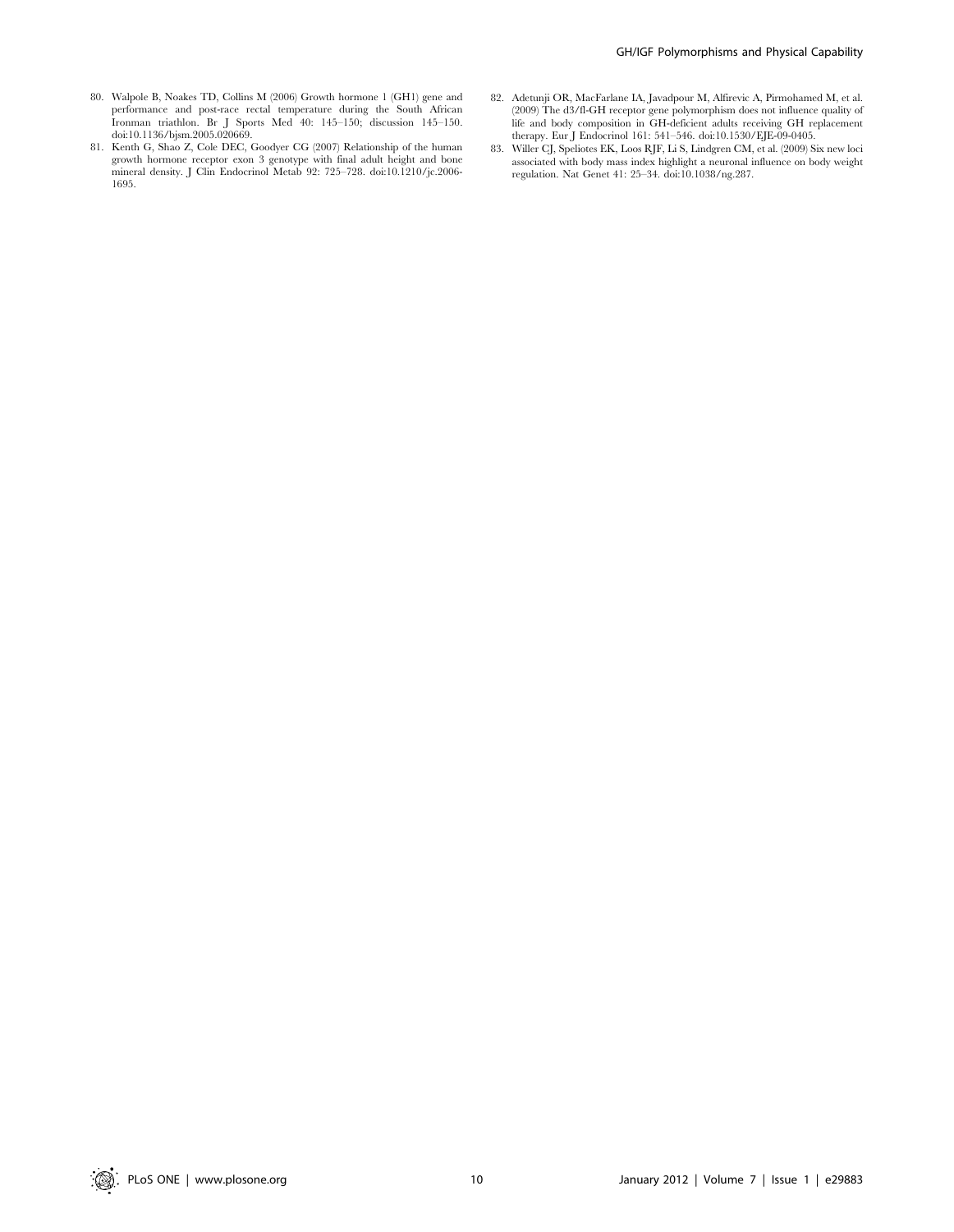80. Walpole B, Noakes TD, Collins M (2006) Growth hormone 1 (GH1) gene and performance and post-race rectal temperature during the South African Ironman triathlon. Br J Sports Med 40: 145–150; discussion 145–150. doi:10.1136/bjsm.2005.020669.
81. Kenth G, Shao Z, Cole DEC, Goodyer CG (2007) Relationship of the human growth hormone receptor exon 3 genotype with final adult height and bone mineral density. J Clin Endocrinol Metab 92: 725–728. doi:10.1210/jc.2006-1695.
82. Adetunji OR, MacFarlane IA, Javadpour M, Alfirevic A, Pirmohamed M, et al. (2009) The d3/fl-GH receptor gene polymorphism does not influence quality of life and body composition in GH-deficient adults receiving GH replacement therapy. Eur J Endocrinol 161: 541–546. doi:10.1530/EJE-09-0405.
83. Willer CJ, Speliotes EK, Loos RJF, Li S, Lindgren CM, et al. (2009) Six new loci associated with body mass index highlight a neuronal influence on body weight regulation. Nat Genet 41: 25–34. doi:10.1038/ng.287.